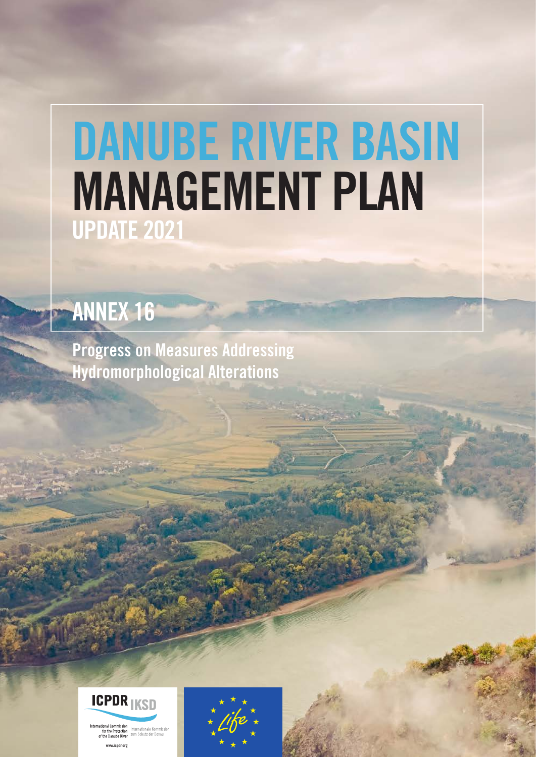# DANUBE RIVER BASIN MANAGEMENT PLAN

## UPDATE 2021

## ANNEX 16

Progress on Measures Addressing Hydromorphological Alterations

ICPDR IKSD

International Commission for the Protection of the Danube River

Internationale Kommission zum Schutz der Donau

www.icpdr.org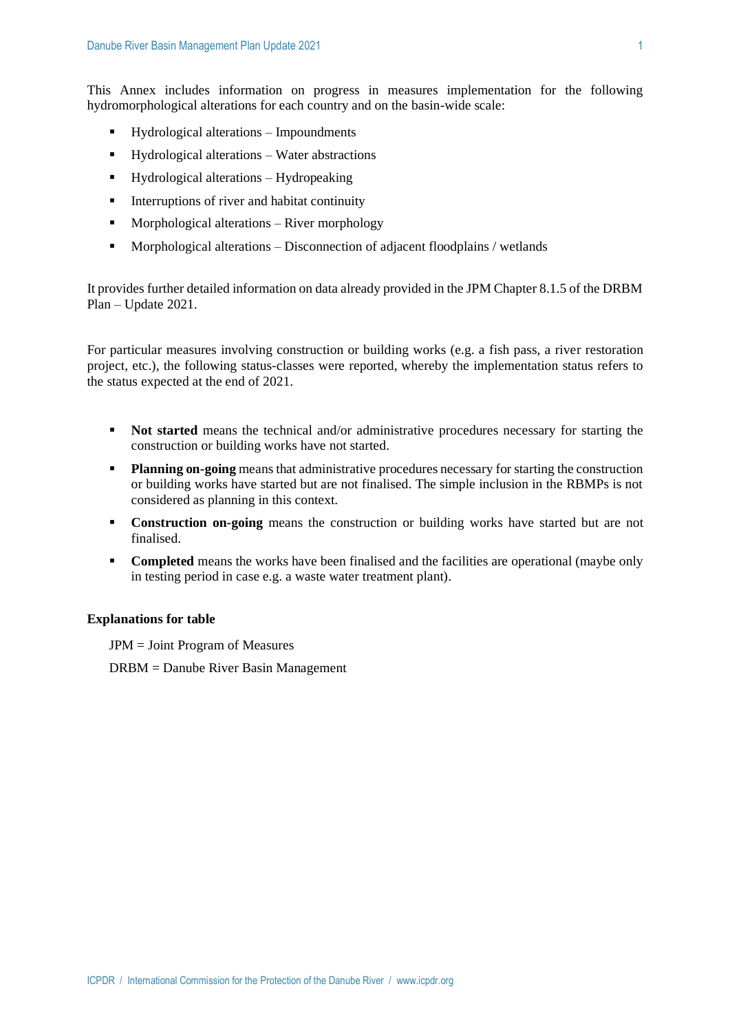This Annex includes information on progress in measures implementation for the following hydromorphological alterations for each country and on the basin-wide scale:

- Hydrological alterations – Impoundments
- Hydrological alterations – Water abstractions
- Hydrological alterations – Hydropeaking
- Interruptions of river and habitat continuity
- Morphological alterations – River morphology
- Morphological alterations – Disconnection of adjacent floodplains / wetlands

It provides further detailed information on data already provided in the JPM Chapter 8.1.5 of the DRBM Plan – Update 2021.

For particular measures involving construction or building works (e.g. a fish pass, a river restoration project, etc.), the following status-classes were reported, whereby the implementation status refers to the status expected at the end of 2021.

- **Not started** means the technical and/or administrative procedures necessary for starting the construction or building works have not started.
- **Planning on-going** means that administrative procedures necessary for starting the construction or building works have started but are not finalised. The simple inclusion in the RBMPs is not considered as planning in this context.
- **Construction on-going** means the construction or building works have started but are not finalised.
- **Completed** means the works have been finalised and the facilities are operational (maybe only in testing period in case e.g. a waste water treatment plant).

**Explanations for table**

JPM = Joint Program of Measures

DRBM = Danube River Basin Management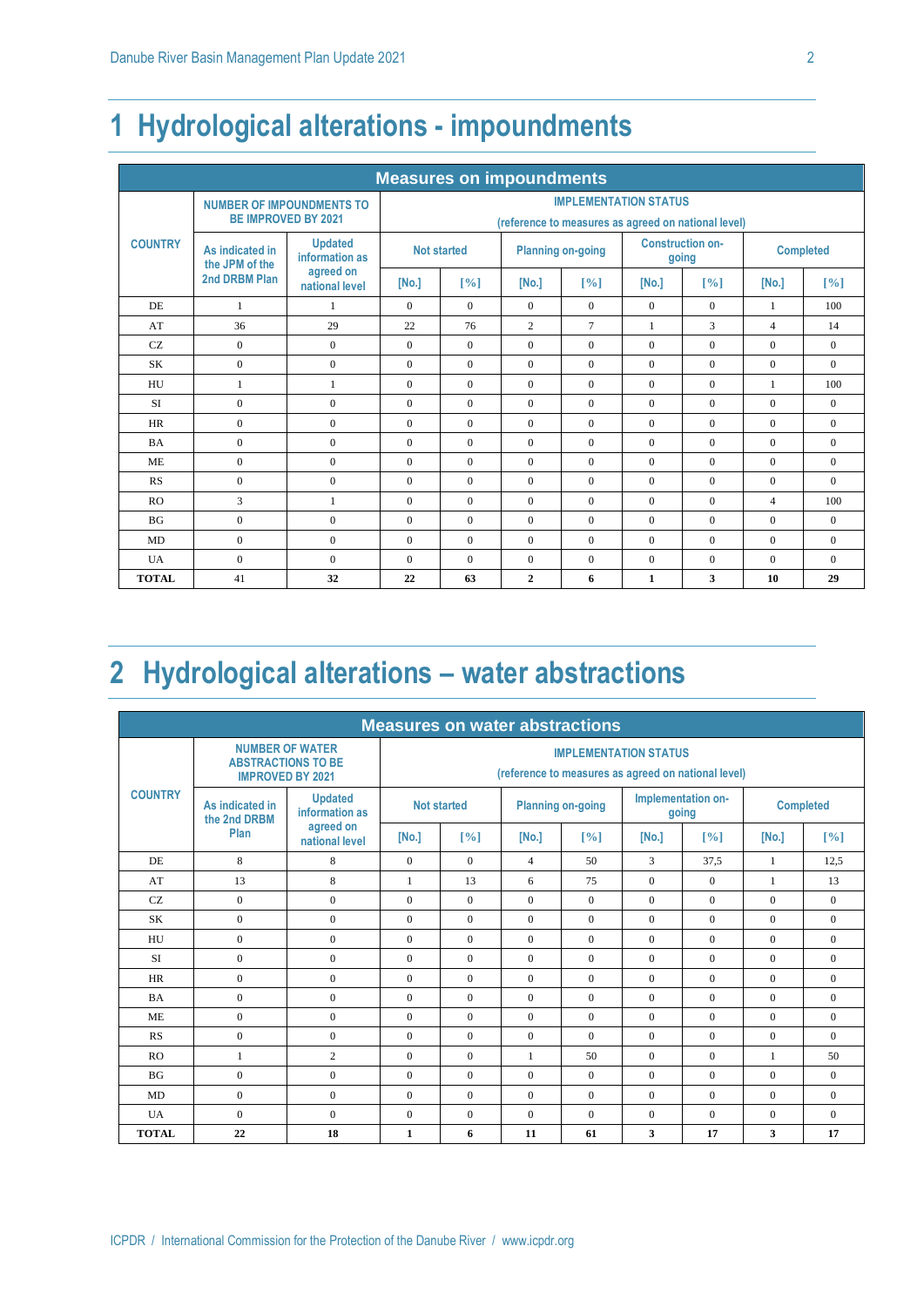# 1 Hydrological alterations - impoundments

| Measures on impoundments | | | | | | | | | | |
|---|---|---|---|---|---|---|---|---|---|---|
| COUNTRY | NUMBER OF IMPOUNDMENTS TO BE IMPROVED BY 2021 | | IMPLEMENTATION STATUS (reference to measures as agreed on national level) | | | | | | | |
| | As indicated in the JPM of the 2nd DRBM Plan | Updated information as agreed on national level | Not started | | Planning on-going | | Construction on-going | | Completed | |
| | | | [No.] | [%] | [No.] | [%] | [No.] | [%] | [No.] | [%] |
| DE | 1 | 1 | 0 | 0 | 0 | 0 | 0 | 0 | 1 | 100 |
| AT | 36 | 29 | 22 | 76 | 2 | 7 | 1 | 3 | 4 | 14 |
| CZ | 0 | 0 | 0 | 0 | 0 | 0 | 0 | 0 | 0 | 0 |
| SK | 0 | 0 | 0 | 0 | 0 | 0 | 0 | 0 | 0 | 0 |
| HU | 1 | 1 | 0 | 0 | 0 | 0 | 0 | 0 | 1 | 100 |
| SI | 0 | 0 | 0 | 0 | 0 | 0 | 0 | 0 | 0 | 0 |
| HR | 0 | 0 | 0 | 0 | 0 | 0 | 0 | 0 | 0 | 0 |
| BA | 0 | 0 | 0 | 0 | 0 | 0 | 0 | 0 | 0 | 0 |
| ME | 0 | 0 | 0 | 0 | 0 | 0 | 0 | 0 | 0 | 0 |
| RS | 0 | 0 | 0 | 0 | 0 | 0 | 0 | 0 | 0 | 0 |
| RO | 3 | 1 | 0 | 0 | 0 | 0 | 0 | 0 | 4 | 100 |
| BG | 0 | 0 | 0 | 0 | 0 | 0 | 0 | 0 | 0 | 0 |
| MD | 0 | 0 | 0 | 0 | 0 | 0 | 0 | 0 | 0 | 0 |
| UA | 0 | 0 | 0 | 0 | 0 | 0 | 0 | 0 | 0 | 0 |
| **TOTAL** | 41 | **32** | **22** | **63** | **2** | **6** | **1** | **3** | **10** | **29** |

# 2 Hydrological alterations – water abstractions

| Measures on water abstractions | | | | | | | | | | |
|---|---|---|---|---|---|---|---|---|---|---|
| COUNTRY | NUMBER OF WATER ABSTRACTIONS TO BE IMPROVED BY 2021 | | IMPLEMENTATION STATUS (reference to measures as agreed on national level) | | | | | | | |
| | As indicated in the 2nd DRBM Plan | Updated information as agreed on national level | Not started | | Planning on-going | | Implementation on-going | | Completed | |
| | | | [No.] | [%] | [No.] | [%] | [No.] | [%] | [No.] | [%] |
| DE | 8 | 8 | 0 | 0 | 4 | 50 | 3 | 37,5 | 1 | 12,5 |
| AT | 13 | 8 | 1 | 13 | 6 | 75 | 0 | 0 | 1 | 13 |
| CZ | 0 | 0 | 0 | 0 | 0 | 0 | 0 | 0 | 0 | 0 |
| SK | 0 | 0 | 0 | 0 | 0 | 0 | 0 | 0 | 0 | 0 |
| HU | 0 | 0 | 0 | 0 | 0 | 0 | 0 | 0 | 0 | 0 |
| SI | 0 | 0 | 0 | 0 | 0 | 0 | 0 | 0 | 0 | 0 |
| HR | 0 | 0 | 0 | 0 | 0 | 0 | 0 | 0 | 0 | 0 |
| BA | 0 | 0 | 0 | 0 | 0 | 0 | 0 | 0 | 0 | 0 |
| ME | 0 | 0 | 0 | 0 | 0 | 0 | 0 | 0 | 0 | 0 |
| RS | 0 | 0 | 0 | 0 | 0 | 0 | 0 | 0 | 0 | 0 |
| RO | 1 | 2 | 0 | 0 | 1 | 50 | 0 | 0 | 1 | 50 |
| BG | 0 | 0 | 0 | 0 | 0 | 0 | 0 | 0 | 0 | 0 |
| MD | 0 | 0 | 0 | 0 | 0 | 0 | 0 | 0 | 0 | 0 |
| UA | 0 | 0 | 0 | 0 | 0 | 0 | 0 | 0 | 0 | 0 |
| **TOTAL** | **22** | **18** | **1** | **6** | **11** | **61** | **3** | **17** | **3** | **17** |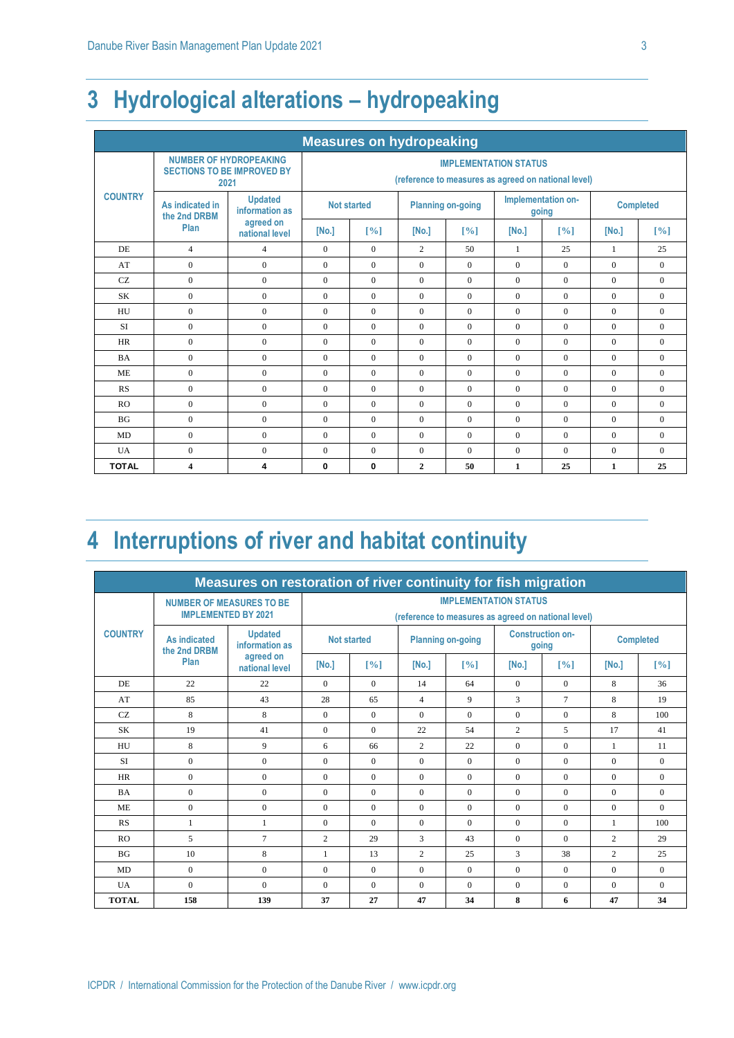# 3 Hydrological alterations – hydropeaking

| Measures on hydropeaking | | | | | | | | | | |
|---|---|---|---|---|---|---|---|---|---|---|
| COUNTRY | NUMBER OF HYDROPEAKING SECTIONS TO BE IMPROVED BY 2021 | | IMPLEMENTATION STATUS (reference to measures as agreed on national level) | | | | | | | |
| | As indicated in the 2nd DRBM Plan | Updated information as agreed on national level | Not started | | Planning on-going | | Implementation on-going | | Completed | |
| | | | [No.] | [%] | [No.] | [%] | [No.] | [%] | [No.] | [%] |
| DE | 4 | 4 | 0 | 0 | 2 | 50 | 1 | 25 | 1 | 25 |
| AT | 0 | 0 | 0 | 0 | 0 | 0 | 0 | 0 | 0 | 0 |
| CZ | 0 | 0 | 0 | 0 | 0 | 0 | 0 | 0 | 0 | 0 |
| SK | 0 | 0 | 0 | 0 | 0 | 0 | 0 | 0 | 0 | 0 |
| HU | 0 | 0 | 0 | 0 | 0 | 0 | 0 | 0 | 0 | 0 |
| SI | 0 | 0 | 0 | 0 | 0 | 0 | 0 | 0 | 0 | 0 |
| HR | 0 | 0 | 0 | 0 | 0 | 0 | 0 | 0 | 0 | 0 |
| BA | 0 | 0 | 0 | 0 | 0 | 0 | 0 | 0 | 0 | 0 |
| ME | 0 | 0 | 0 | 0 | 0 | 0 | 0 | 0 | 0 | 0 |
| RS | 0 | 0 | 0 | 0 | 0 | 0 | 0 | 0 | 0 | 0 |
| RO | 0 | 0 | 0 | 0 | 0 | 0 | 0 | 0 | 0 | 0 |
| BG | 0 | 0 | 0 | 0 | 0 | 0 | 0 | 0 | 0 | 0 |
| MD | 0 | 0 | 0 | 0 | 0 | 0 | 0 | 0 | 0 | 0 |
| UA | 0 | 0 | 0 | 0 | 0 | 0 | 0 | 0 | 0 | 0 |
| **TOTAL** | **4** | **4** | **0** | **0** | **2** | **50** | **1** | **25** | **1** | **25** |

# 4 Interruptions of river and habitat continuity

| Measures on restoration of river continuity for fish migration | | | | | | | | | | |
|---|---|---|---|---|---|---|---|---|---|---|
| COUNTRY | NUMBER OF MEASURES TO BE IMPLEMENTED BY 2021 | | IMPLEMENTATION STATUS (reference to measures as agreed on national level) | | | | | | | |
| | As indicated the 2nd DRBM Plan | Updated information as agreed on national level | Not started | | Planning on-going | | Construction on-going | | Completed | |
| | | | [No.] | [%] | [No.] | [%] | [No.] | [%] | [No.] | [%] |
| DE | 22 | 22 | 0 | 0 | 14 | 64 | 0 | 0 | 8 | 36 |
| AT | 85 | 43 | 28 | 65 | 4 | 9 | 3 | 7 | 8 | 19 |
| CZ | 8 | 8 | 0 | 0 | 0 | 0 | 0 | 0 | 8 | 100 |
| SK | 19 | 41 | 0 | 0 | 22 | 54 | 2 | 5 | 17 | 41 |
| HU | 8 | 9 | 6 | 66 | 2 | 22 | 0 | 0 | 1 | 11 |
| SI | 0 | 0 | 0 | 0 | 0 | 0 | 0 | 0 | 0 | 0 |
| HR | 0 | 0 | 0 | 0 | 0 | 0 | 0 | 0 | 0 | 0 |
| BA | 0 | 0 | 0 | 0 | 0 | 0 | 0 | 0 | 0 | 0 |
| ME | 0 | 0 | 0 | 0 | 0 | 0 | 0 | 0 | 0 | 0 |
| RS | 1 | 1 | 0 | 0 | 0 | 0 | 0 | 0 | 1 | 100 |
| RO | 5 | 7 | 2 | 29 | 3 | 43 | 0 | 0 | 2 | 29 |
| BG | 10 | 8 | 1 | 13 | 2 | 25 | 3 | 38 | 2 | 25 |
| MD | 0 | 0 | 0 | 0 | 0 | 0 | 0 | 0 | 0 | 0 |
| UA | 0 | 0 | 0 | 0 | 0 | 0 | 0 | 0 | 0 | 0 |
| **TOTAL** | **158** | **139** | **37** | **27** | **47** | **34** | **8** | **6** | **47** | **34** |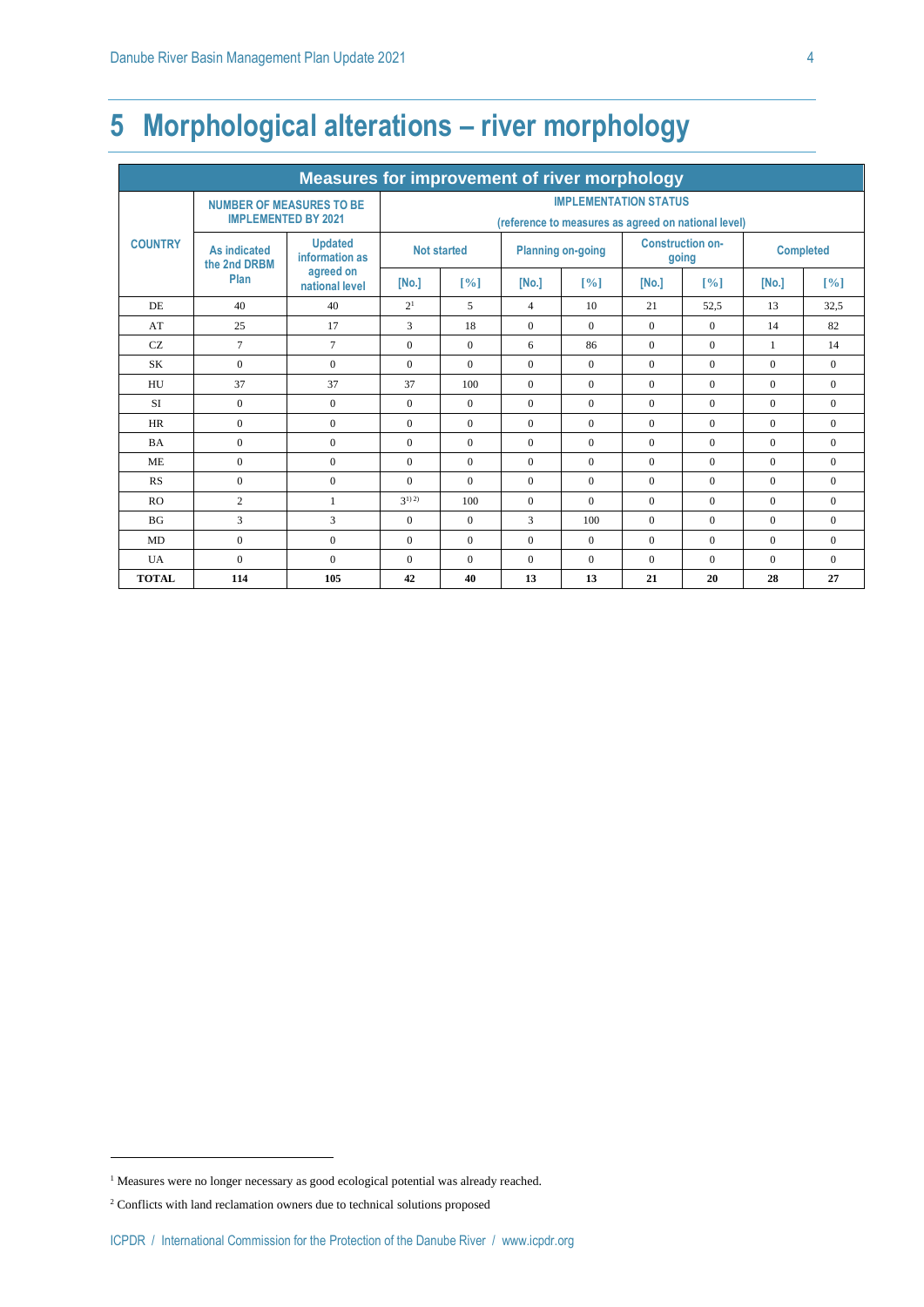# 5 Morphological alterations – river morphology

| Measures for improvement of river morphology | | | | | | | | | | |
|---|---|---|---|---|---|---|---|---|---|---|
| COUNTRY | NUMBER OF MEASURES TO BE IMPLEMENTED BY 2021 | | IMPLEMENTATION STATUS (reference to measures as agreed on national level) | | | | | | | |
| | As indicated the 2nd DRBM Plan | Updated information as agreed on national level | Not started | | Planning on-going | | Construction on-going | | Completed | |
| | | | [No.] | [%] | [No.] | [%] | [No.] | [%] | [No.] | [%] |
| DE | 40 | 40 | 2[1] | 5 | 4 | 10 | 21 | 52,5 | 13 | 32,5 |
| AT | 25 | 17 | 3 | 18 | 0 | 0 | 0 | 0 | 14 | 82 |
| CZ | 7 | 7 | 0 | 0 | 6 | 86 | 0 | 0 | 1 | 14 |
| SK | 0 | 0 | 0 | 0 | 0 | 0 | 0 | 0 | 0 | 0 |
| HU | 37 | 37 | 37 | 100 | 0 | 0 | 0 | 0 | 0 | 0 |
| SI | 0 | 0 | 0 | 0 | 0 | 0 | 0 | 0 | 0 | 0 |
| HR | 0 | 0 | 0 | 0 | 0 | 0 | 0 | 0 | 0 | 0 |
| BA | 0 | 0 | 0 | 0 | 0 | 0 | 0 | 0 | 0 | 0 |
| ME | 0 | 0 | 0 | 0 | 0 | 0 | 0 | 0 | 0 | 0 |
| RS | 0 | 0 | 0 | 0 | 0 | 0 | 0 | 0 | 0 | 0 |
| RO | 2 | 1 | 3[1) 2)] | 100 | 0 | 0 | 0 | 0 | 0 | 0 |
| BG | 3 | 3 | 0 | 0 | 3 | 100 | 0 | 0 | 0 | 0 |
| MD | 0 | 0 | 0 | 0 | 0 | 0 | 0 | 0 | 0 | 0 |
| UA | 0 | 0 | 0 | 0 | 0 | 0 | 0 | 0 | 0 | 0 |
| **TOTAL** | **114** | **105** | **42** | **40** | **13** | **13** | **21** | **20** | **28** | **27** |

[1] Measures were no longer necessary as good ecological potential was already reached.

[2] Conflicts with land reclamation owners due to technical solutions proposed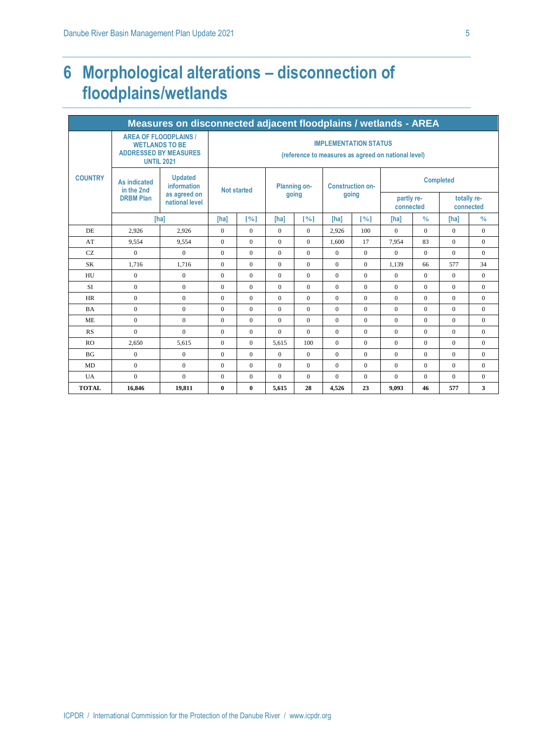# 6 Morphological alterations – disconnection of floodplains/wetlands

| Measures on disconnected adjacent floodplains / wetlands - AREA | | | | | | | | | | | | |
|---|---|---|---|---|---|---|---|---|---|---|---|---|
| COUNTRY | AREA OF FLOODPLAINS / WETLANDS TO BE ADDRESSED BY MEASURES UNTIL 2021 | | IMPLEMENTATION STATUS (reference to measures as agreed on national level) | | | | | | | | | |
| | As indicated in the 2nd DRBM Plan | Updated information as agreed on national level | Not started | | Planning on-going | | Construction on-going | | Completed | | | |
| | | | | | | | | | partly re-connected | | totally re-connected | |
| | [ha] | | [ha] | [%] | [ha] | [%] | [ha] | [%] | [ha] | % | [ha] | % |
| DE | 2,926 | 2,926 | 0 | 0 | 0 | 0 | 2,926 | 100 | 0 | 0 | 0 | 0 |
| AT | 9,554 | 9,554 | 0 | 0 | 0 | 0 | 1,600 | 17 | 7,954 | 83 | 0 | 0 |
| CZ | 0 | 0 | 0 | 0 | 0 | 0 | 0 | 0 | 0 | 0 | 0 | 0 |
| SK | 1,716 | 1,716 | 0 | 0 | 0 | 0 | 0 | 0 | 1,139 | 66 | 577 | 34 |
| HU | 0 | 0 | 0 | 0 | 0 | 0 | 0 | 0 | 0 | 0 | 0 | 0 |
| SI | 0 | 0 | 0 | 0 | 0 | 0 | 0 | 0 | 0 | 0 | 0 | 0 |
| HR | 0 | 0 | 0 | 0 | 0 | 0 | 0 | 0 | 0 | 0 | 0 | 0 |
| BA | 0 | 0 | 0 | 0 | 0 | 0 | 0 | 0 | 0 | 0 | 0 | 0 |
| ME | 0 | 0 | 0 | 0 | 0 | 0 | 0 | 0 | 0 | 0 | 0 | 0 |
| RS | 0 | 0 | 0 | 0 | 0 | 0 | 0 | 0 | 0 | 0 | 0 | 0 |
| RO | 2,650 | 5,615 | 0 | 0 | 5,615 | 100 | 0 | 0 | 0 | 0 | 0 | 0 |
| BG | 0 | 0 | 0 | 0 | 0 | 0 | 0 | 0 | 0 | 0 | 0 | 0 |
| MD | 0 | 0 | 0 | 0 | 0 | 0 | 0 | 0 | 0 | 0 | 0 | 0 |
| UA | 0 | 0 | 0 | 0 | 0 | 0 | 0 | 0 | 0 | 0 | 0 | 0 |
| **TOTAL** | **16,846** | **19,811** | **0** | **0** | **5,615** | **28** | **4,526** | **23** | **9,093** | **46** | **577** | **3** |